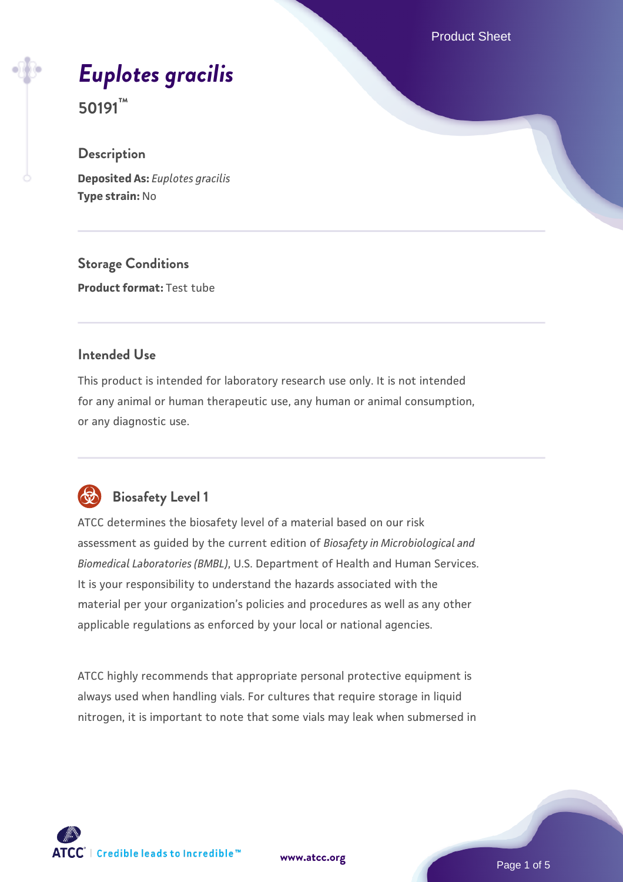# *Euplotes gracilis*

**50191™**

## Description

**Deposited As:** *Euplotes gracilis*
**Type strain:** No

## Storage Conditions

**Product format:** Test tube

## Intended Use

This product is intended for laboratory research use only. It is not intended for any animal or human therapeutic use, any human or animal consumption, or any diagnostic use.

## Biosafety Level 1

ATCC determines the biosafety level of a material based on our risk assessment as guided by the current edition of *Biosafety in Microbiological and Biomedical Laboratories (BMBL)*, U.S. Department of Health and Human Services. It is your responsibility to understand the hazards associated with the material per your organization's policies and procedures as well as any other applicable regulations as enforced by your local or national agencies.

ATCC highly recommends that appropriate personal protective equipment is always used when handling vials. For cultures that require storage in liquid nitrogen, it is important to note that some vials may leak when submersed in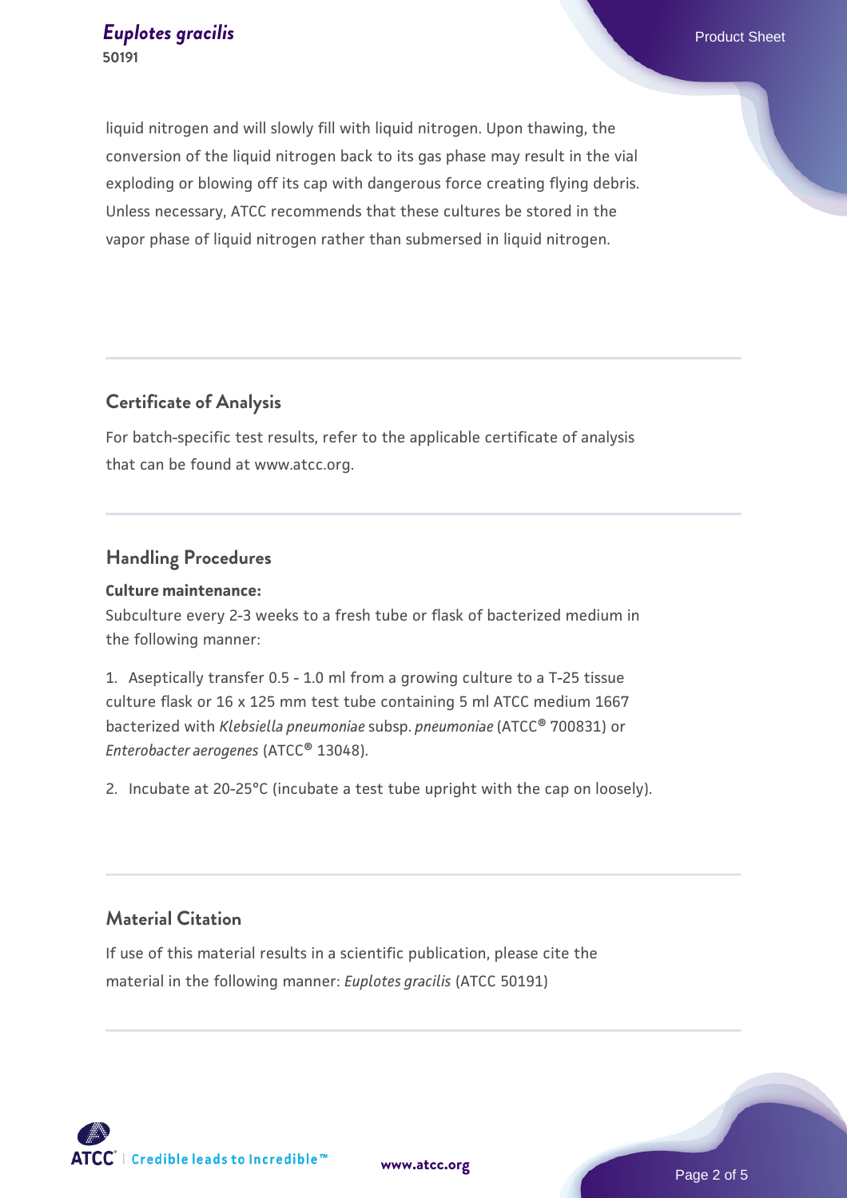liquid nitrogen and will slowly fill with liquid nitrogen. Upon thawing, the conversion of the liquid nitrogen back to its gas phase may result in the vial exploding or blowing off its cap with dangerous force creating flying debris. Unless necessary, ATCC recommends that these cultures be stored in the vapor phase of liquid nitrogen rather than submersed in liquid nitrogen.

## Certificate of Analysis

For batch-specific test results, refer to the applicable certificate of analysis that can be found at www.atcc.org.

## Handling Procedures

**Culture maintenance:**

Subculture every 2-3 weeks to a fresh tube or flask of bacterized medium in the following manner:

1. Aseptically transfer 0.5 - 1.0 ml from a growing culture to a T-25 tissue culture flask or 16 x 125 mm test tube containing 5 ml ATCC medium 1667 bacterized with *Klebsiella pneumoniae* subsp. *pneumoniae* (ATCC® 700831) or *Enterobacter aerogenes* (ATCC® 13048).

2. Incubate at 20-25°C (incubate a test tube upright with the cap on loosely).

## Material Citation

If use of this material results in a scientific publication, please cite the material in the following manner: *Euplotes gracilis* (ATCC 50191)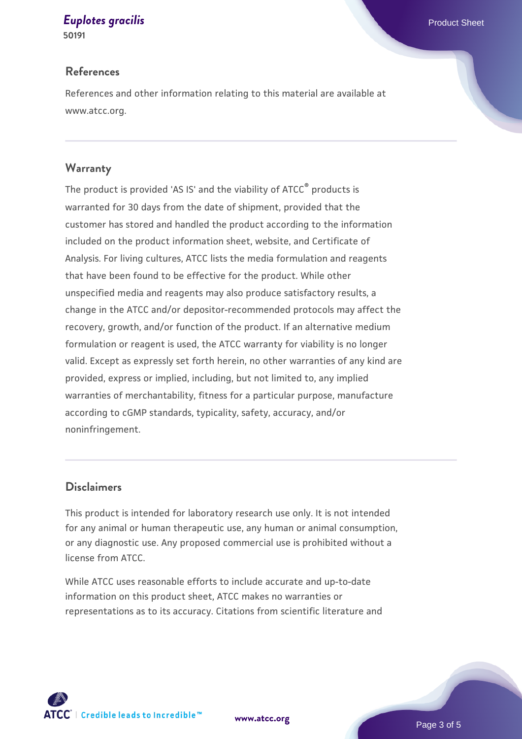## References

References and other information relating to this material are available at www.atcc.org.

## Warranty

The product is provided 'AS IS' and the viability of ATCC® products is warranted for 30 days from the date of shipment, provided that the customer has stored and handled the product according to the information included on the product information sheet, website, and Certificate of Analysis. For living cultures, ATCC lists the media formulation and reagents that have been found to be effective for the product. While other unspecified media and reagents may also produce satisfactory results, a change in the ATCC and/or depositor-recommended protocols may affect the recovery, growth, and/or function of the product. If an alternative medium formulation or reagent is used, the ATCC warranty for viability is no longer valid. Except as expressly set forth herein, no other warranties of any kind are provided, express or implied, including, but not limited to, any implied warranties of merchantability, fitness for a particular purpose, manufacture according to cGMP standards, typicality, safety, accuracy, and/or noninfringement.

## Disclaimers

This product is intended for laboratory research use only. It is not intended for any animal or human therapeutic use, any human or animal consumption, or any diagnostic use. Any proposed commercial use is prohibited without a license from ATCC.

While ATCC uses reasonable efforts to include accurate and up-to-date information on this product sheet, ATCC makes no warranties or representations as to its accuracy. Citations from scientific literature and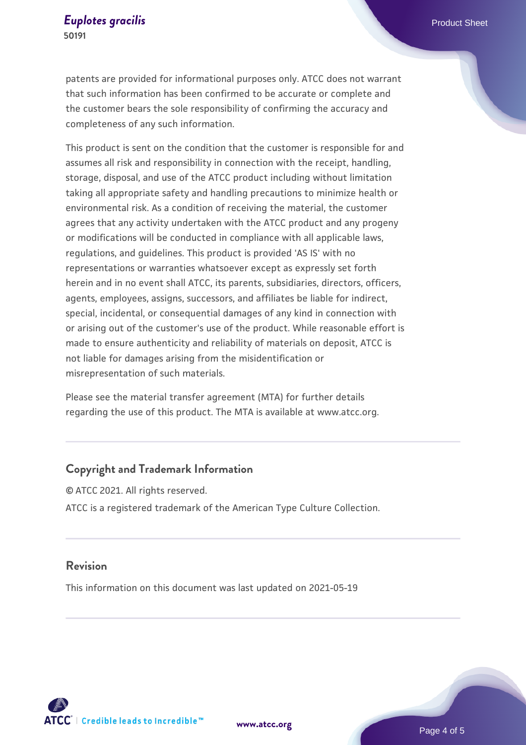patents are provided for informational purposes only. ATCC does not warrant that such information has been confirmed to be accurate or complete and the customer bears the sole responsibility of confirming the accuracy and completeness of any such information.

This product is sent on the condition that the customer is responsible for and assumes all risk and responsibility in connection with the receipt, handling, storage, disposal, and use of the ATCC product including without limitation taking all appropriate safety and handling precautions to minimize health or environmental risk. As a condition of receiving the material, the customer agrees that any activity undertaken with the ATCC product and any progeny or modifications will be conducted in compliance with all applicable laws, regulations, and guidelines. This product is provided 'AS IS' with no representations or warranties whatsoever except as expressly set forth herein and in no event shall ATCC, its parents, subsidiaries, directors, officers, agents, employees, assigns, successors, and affiliates be liable for indirect, special, incidental, or consequential damages of any kind in connection with or arising out of the customer's use of the product. While reasonable effort is made to ensure authenticity and reliability of materials on deposit, ATCC is not liable for damages arising from the misidentification or misrepresentation of such materials.

Please see the material transfer agreement (MTA) for further details regarding the use of this product. The MTA is available at www.atcc.org.

## Copyright and Trademark Information

© ATCC 2021. All rights reserved.

ATCC is a registered trademark of the American Type Culture Collection.

## Revision

This information on this document was last updated on 2021-05-19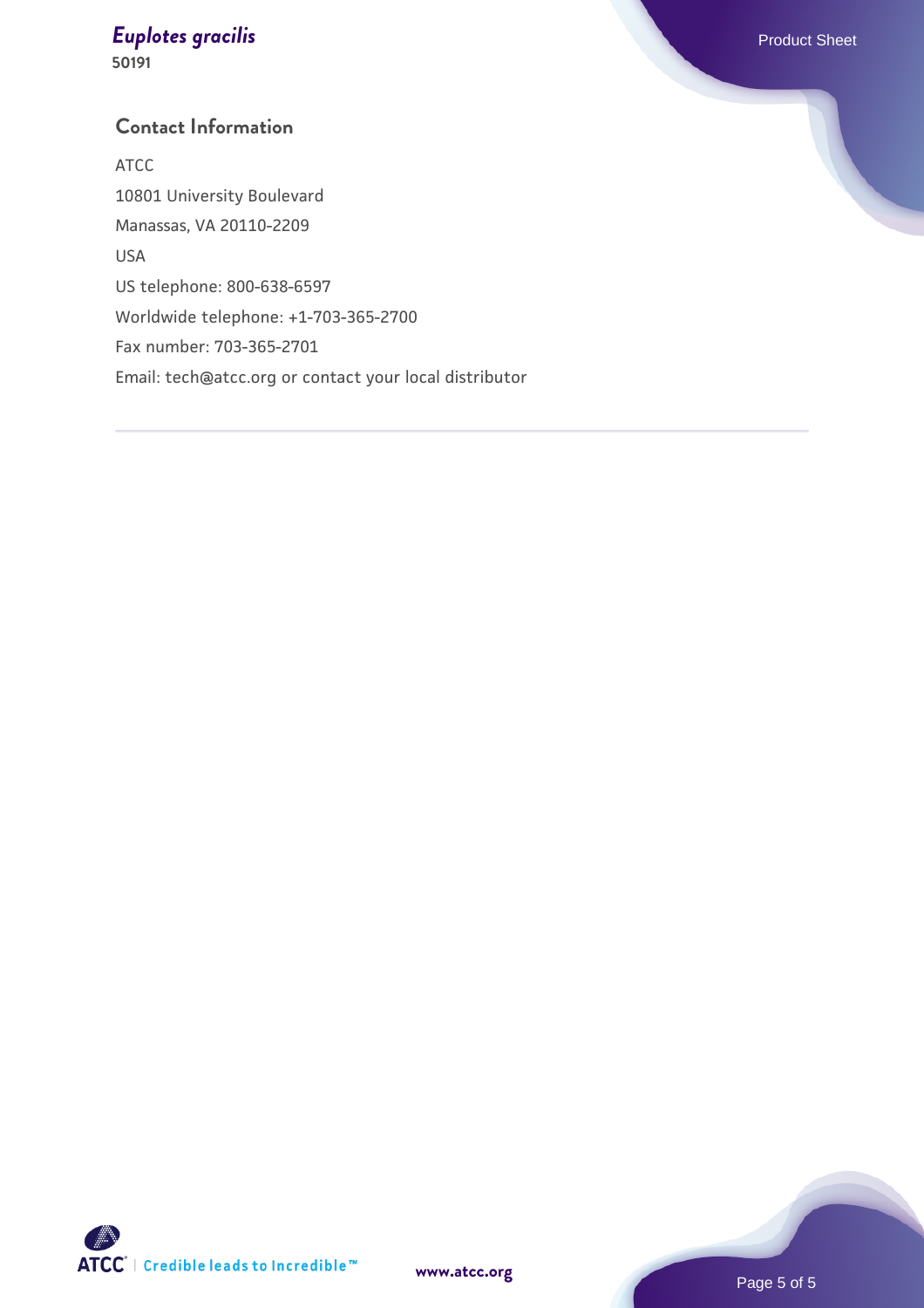## Contact Information

ATCC

10801 University Boulevard

Manassas, VA 20110-2209

USA

US telephone: 800-638-6597

Worldwide telephone: +1-703-365-2700

Fax number: 703-365-2701

Email: tech@atcc.org or contact your local distributor